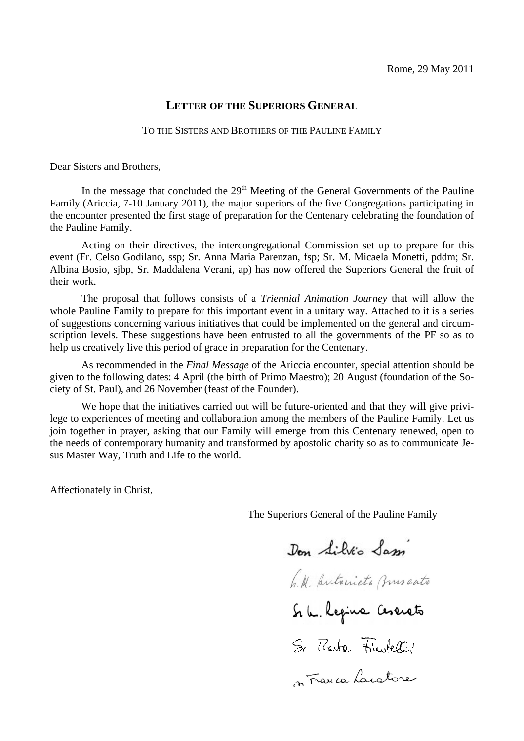Rome, 29 May 2011

# LETTER OF THE SUPERIORS GENERAL

## TO THE SISTERS AND BROTHERS OF THE PAULINE FAMILY

Dear Sisters and Brothers,

In the message that concluded the 29th Meeting of the General Governments of the Pauline Family (Ariccia, 7-10 January 2011), the major superiors of the five Congregations participating in the encounter presented the first stage of preparation for the Centenary celebrating the foundation of the Pauline Family.

Acting on their directives, the intercongregational Commission set up to prepare for this event (Fr. Celso Godilano, ssp; Sr. Anna Maria Parenzan, fsp; Sr. M. Micaela Monetti, pddm; Sr. Albina Bosio, sjbp, Sr. Maddalena Verani, ap) has now offered the Superiors General the fruit of their work.

The proposal that follows consists of a *Triennial Animation Journey* that will allow the whole Pauline Family to prepare for this important event in a unitary way. Attached to it is a series of suggestions concerning various initiatives that could be implemented on the general and circumscription levels. These suggestions have been entrusted to all the governments of the PF so as to help us creatively live this period of grace in preparation for the Centenary.

As recommended in the *Final Message* of the Ariccia encounter, special attention should be given to the following dates: 4 April (the birth of Primo Maestro); 20 August (foundation of the Society of St. Paul), and 26 November (feast of the Founder).

We hope that the initiatives carried out will be future-oriented and that they will give privilege to experiences of meeting and collaboration among the members of the Pauline Family. Let us join together in prayer, asking that our Family will emerge from this Centenary renewed, open to the needs of contemporary humanity and transformed by apostolic charity so as to communicate Jesus Master Way, Truth and Life to the world.

Affectionately in Christ,

The Superiors General of the Pauline Family

Don Silvio Sassi

Sr. M. Antonieta Bruscato

Sr. M. Regina Cesarato

Sr Marta Finotelli

Sr Franca Lacatore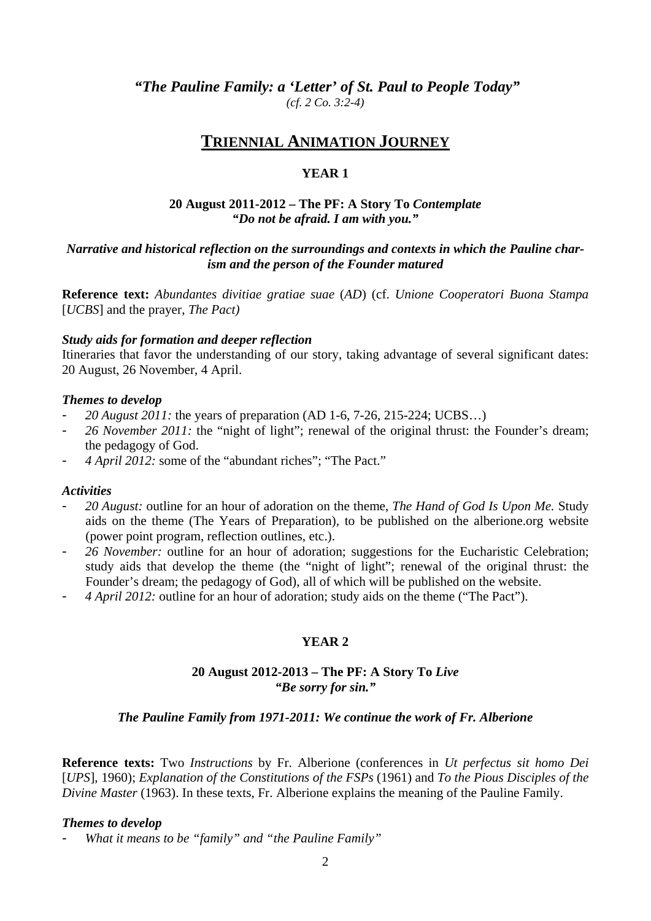*"The Pauline Family: a 'Letter' of St. Paul to People Today"*
*(cf. 2 Co. 3:2-4)*

# TRIENNIAL ANIMATION JOURNEY

## YEAR 1

**20 August 2011-2012 – The PF: A Story To *Contemplate***
***"Do not be afraid. I am with you."***

***Narrative and historical reflection on the surroundings and contexts in which the Pauline charism and the person of the Founder matured***

**Reference text:** *Abundantes divitiae gratiae suae* (*AD*) (cf. *Unione Cooperatori Buona Stampa* [*UCBS*] and the prayer, *The Pact)*

***Study aids for formation and deeper reflection***
Itineraries that favor the understanding of our story, taking advantage of several significant dates: 20 August, 26 November, 4 April.

***Themes to develop***
- *20 August 2011:* the years of preparation (AD 1-6, 7-26, 215-224; UCBS…)
- *26 November 2011:* the "night of light"; renewal of the original thrust: the Founder's dream; the pedagogy of God.
- *4 April 2012:* some of the "abundant riches"; "The Pact."

***Activities***
- *20 August:* outline for an hour of adoration on the theme, *The Hand of God Is Upon Me.* Study aids on the theme (The Years of Preparation), to be published on the alberione.org website (power point program, reflection outlines, etc.).
- *26 November:* outline for an hour of adoration; suggestions for the Eucharistic Celebration; study aids that develop the theme (the "night of light"; renewal of the original thrust: the Founder's dream; the pedagogy of God), all of which will be published on the website.
- *4 April 2012:* outline for an hour of adoration; study aids on the theme ("The Pact").

## YEAR 2

**20 August 2012-2013 – The PF: A Story To *Live***
***"Be sorry for sin."***

***The Pauline Family from 1971-2011: We continue the work of Fr. Alberione***

**Reference texts:** Two *Instructions* by Fr. Alberione (conferences in *Ut perfectus sit homo Dei* [*UPS*], 1960); *Explanation of the Constitutions of the FSPs* (1961) and *To the Pious Disciples of the Divine Master* (1963). In these texts, Fr. Alberione explains the meaning of the Pauline Family.

***Themes to develop***
- *What it means to be "family" and "the Pauline Family"*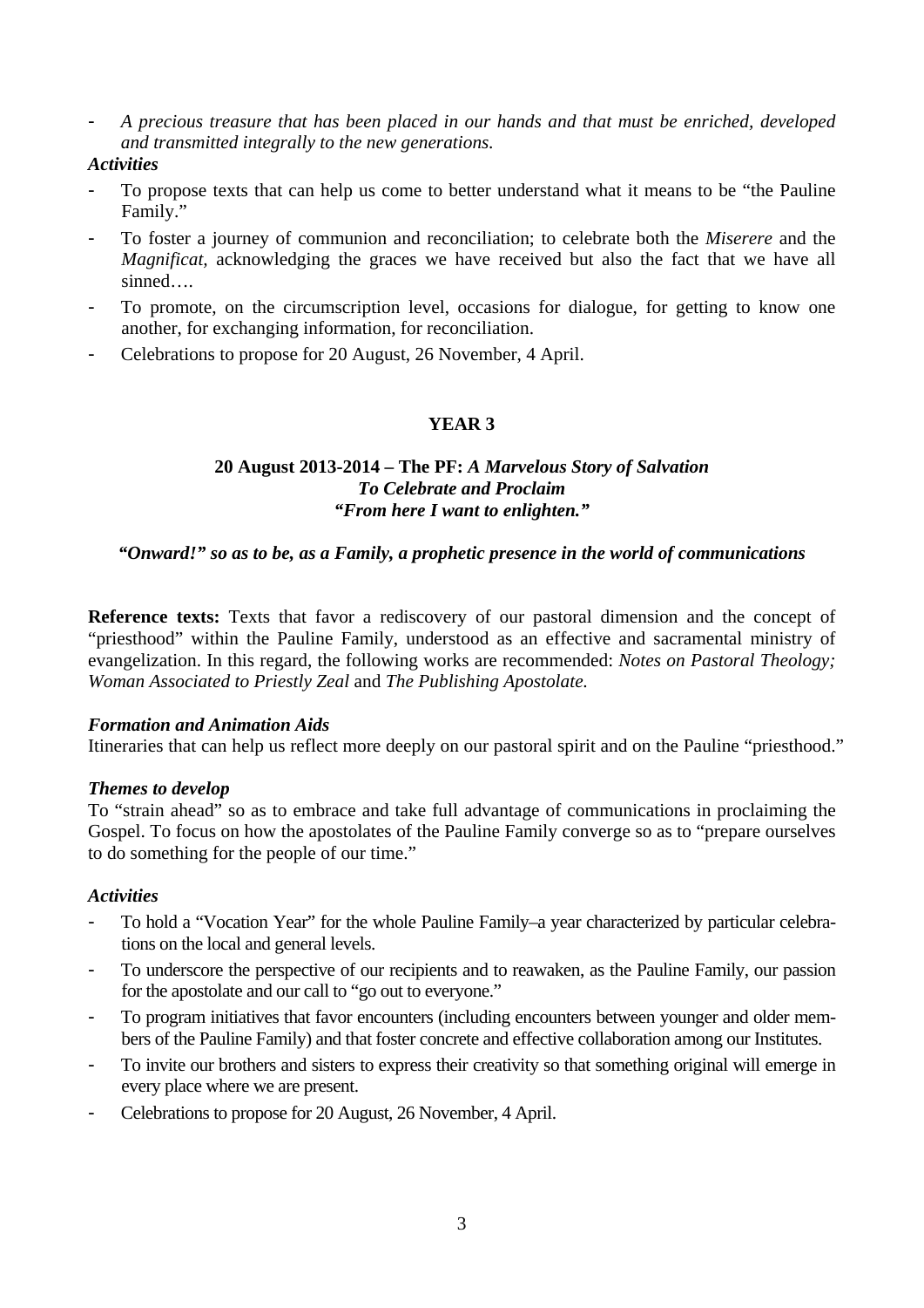- *A precious treasure that has been placed in our hands and that must be enriched, developed and transmitted integrally to the new generations.*

***Activities***

- To propose texts that can help us come to better understand what it means to be "the Pauline Family."
- To foster a journey of communion and reconciliation; to celebrate both the *Miserere* and the *Magnificat,* acknowledging the graces we have received but also the fact that we have all sinned….
- To promote, on the circumscription level, occasions for dialogue, for getting to know one another, for exchanging information, for reconciliation.
- Celebrations to propose for 20 August, 26 November, 4 April.

## YEAR 3

### 20 August 2013-2014 – The PF: *A Marvelous Story of Salvation* *To Celebrate and Proclaim* *"From here I want to enlighten."*

***"Onward!" so as to be, as a Family, a prophetic presence in the world of communications***

**Reference texts:** Texts that favor a rediscovery of our pastoral dimension and the concept of "priesthood" within the Pauline Family, understood as an effective and sacramental ministry of evangelization. In this regard, the following works are recommended: *Notes on Pastoral Theology; Woman Associated to Priestly Zeal* and *The Publishing Apostolate.*

***Formation and Animation Aids***

Itineraries that can help us reflect more deeply on our pastoral spirit and on the Pauline "priesthood."

***Themes to develop***

To "strain ahead" so as to embrace and take full advantage of communications in proclaiming the Gospel. To focus on how the apostolates of the Pauline Family converge so as to "prepare ourselves to do something for the people of our time."

***Activities***

- To hold a "Vocation Year" for the whole Pauline Family–a year characterized by particular celebrations on the local and general levels.
- To underscore the perspective of our recipients and to reawaken, as the Pauline Family, our passion for the apostolate and our call to "go out to everyone."
- To program initiatives that favor encounters (including encounters between younger and older members of the Pauline Family) and that foster concrete and effective collaboration among our Institutes.
- To invite our brothers and sisters to express their creativity so that something original will emerge in every place where we are present.
- Celebrations to propose for 20 August, 26 November, 4 April.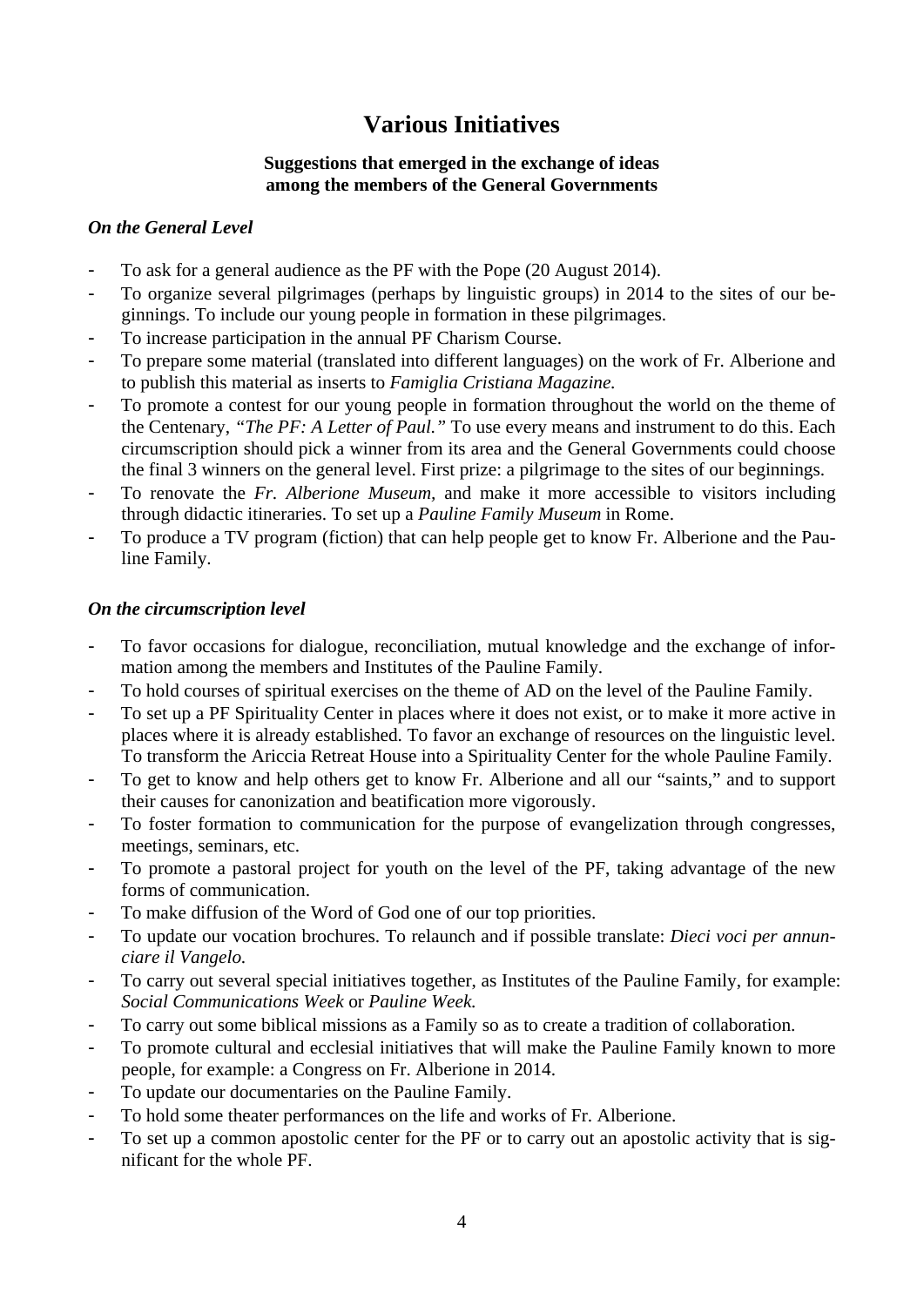# Various Initiatives

**Suggestions that emerged in the exchange of ideas among the members of the General Governments**

### *On the General Level*

- To ask for a general audience as the PF with the Pope (20 August 2014).
- To organize several pilgrimages (perhaps by linguistic groups) in 2014 to the sites of our beginnings. To include our young people in formation in these pilgrimages.
- To increase participation in the annual PF Charism Course.
- To prepare some material (translated into different languages) on the work of Fr. Alberione and to publish this material as inserts to *Famiglia Cristiana Magazine.*
- To promote a contest for our young people in formation throughout the world on the theme of the Centenary, *"The PF: A Letter of Paul."* To use every means and instrument to do this. Each circumscription should pick a winner from its area and the General Governments could choose the final 3 winners on the general level. First prize: a pilgrimage to the sites of our beginnings.
- To renovate the *Fr. Alberione Museum,* and make it more accessible to visitors including through didactic itineraries. To set up a *Pauline Family Museum* in Rome.
- To produce a TV program (fiction) that can help people get to know Fr. Alberione and the Pauline Family.

### *On the circumscription level*

- To favor occasions for dialogue, reconciliation, mutual knowledge and the exchange of information among the members and Institutes of the Pauline Family.
- To hold courses of spiritual exercises on the theme of AD on the level of the Pauline Family.
- To set up a PF Spirituality Center in places where it does not exist, or to make it more active in places where it is already established. To favor an exchange of resources on the linguistic level. To transform the Ariccia Retreat House into a Spirituality Center for the whole Pauline Family.
- To get to know and help others get to know Fr. Alberione and all our "saints," and to support their causes for canonization and beatification more vigorously.
- To foster formation to communication for the purpose of evangelization through congresses, meetings, seminars, etc.
- To promote a pastoral project for youth on the level of the PF, taking advantage of the new forms of communication.
- To make diffusion of the Word of God one of our top priorities.
- To update our vocation brochures. To relaunch and if possible translate: *Dieci voci per annunciare il Vangelo.*
- To carry out several special initiatives together, as Institutes of the Pauline Family, for example: *Social Communications Week* or *Pauline Week.*
- To carry out some biblical missions as a Family so as to create a tradition of collaboration.
- To promote cultural and ecclesial initiatives that will make the Pauline Family known to more people, for example: a Congress on Fr. Alberione in 2014.
- To update our documentaries on the Pauline Family.
- To hold some theater performances on the life and works of Fr. Alberione.
- To set up a common apostolic center for the PF or to carry out an apostolic activity that is significant for the whole PF.